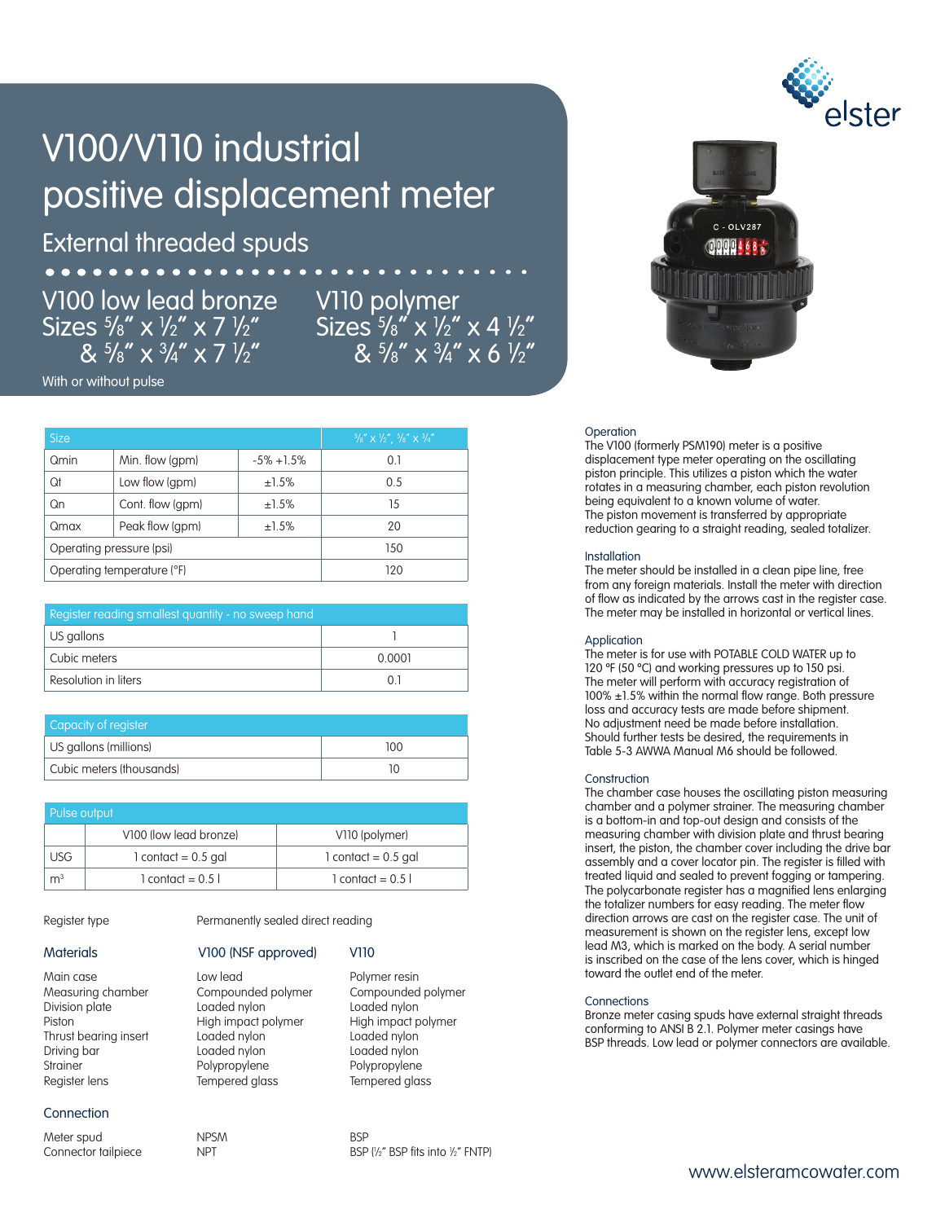# V100/V110 industrial positive displacement meter

## External threaded spuds

**V100 low lead bronze**
Sizes ⅝" x ½" x 7 ½"
& ⅝" x ¾" x 7 ½"

**V110 polymer**
Sizes ⅝" x ½" x 4 ½"
& ⅝" x ¾" x 6 ½"

With or without pulse

| Size | | | ⅝" x ½", ⅝" x ¾" |
|---|---|---|---|
| Qmin | Min. flow (gpm) | -5% +1.5% | 0.1 |
| Qt | Low flow (gpm) | ±1.5% | 0.5 |
| Qn | Cont. flow (gpm) | ±1.5% | 15 |
| Qmax | Peak flow (gpm) | ±1.5% | 20 |
| Operating pressure (psi) | | | 150 |
| Operating temperature (°F) | | | 120 |

| Register reading smallest quantity - no sweep hand | |
|---|---|
| US gallons | 1 |
| Cubic meters | 0.0001 |
| Resolution in liters | 0.1 |

| Capacity of register | |
|---|---|
| US gallons (millions) | 100 |
| Cubic meters (thousands) | 10 |

| Pulse output | | |
|---|---|---|
| | V100 (low lead bronze) | V110 (polymer) |
| USG | 1 contact = 0.5 gal | 1 contact = 0.5 gal |
| $m^3$ | 1 contact = 0.5 l | 1 contact = 0.5 l |

Register type — Permanently sealed direct reading

| Materials | V100 (NSF approved) | V110 |
|---|---|---|
| Main case | Low lead | Polymer resin |
| Measuring chamber | Compounded polymer | Compounded polymer |
| Division plate | Loaded nylon | Loaded nylon |
| Piston | High impact polymer | High impact polymer |
| Thrust bearing insert | Loaded nylon | Loaded nylon |
| Driving bar | Loaded nylon | Loaded nylon |
| Strainer | Polypropylene | Polypropylene |
| Register lens | Tempered glass | Tempered glass |

| Connection | | |
|---|---|---|
| Meter spud | NPSM | BSP |
| Connector tailpiece | NPT | BSP (½" BSP fits into ½" FNTP) |

### Operation
The V100 (formerly PSM190) meter is a positive displacement type meter operating on the oscillating piston principle. This utilizes a piston which the water rotates in a measuring chamber, each piston revolution being equivalent to a known volume of water.
The piston movement is transferred by appropriate reduction gearing to a straight reading, sealed totalizer.

### Installation
The meter should be installed in a clean pipe line, free from any foreign materials. Install the meter with direction of flow as indicated by the arrows cast in the register case. The meter may be installed in horizontal or vertical lines.

### Application
The meter is for use with POTABLE COLD WATER up to 120 °F (50 °C) and working pressures up to 150 psi.
The meter will perform with accuracy registration of 100% ±1.5% within the normal flow range. Both pressure loss and accuracy tests are made before shipment.
No adjustment need be made before installation.
Should further tests be desired, the requirements in Table 5-3 AWWA Manual M6 should be followed.

### Construction
The chamber case houses the oscillating piston measuring chamber and a polymer strainer. The measuring chamber is a bottom-in and top-out design and consists of the measuring chamber with division plate and thrust bearing insert, the piston, the chamber cover including the drive bar assembly and a cover locator pin. The register is filled with treated liquid and sealed to prevent fogging or tampering. The polycarbonate register has a magnified lens enlarging the totalizer numbers for easy reading. The meter flow direction arrows are cast on the register case. The unit of measurement is shown on the register lens, except low lead M3, which is marked on the body. A serial number is inscribed on the case of the lens cover, which is hinged toward the outlet end of the meter.

### Connections
Bronze meter casing spuds have external straight threads conforming to ANSI B 2.1. Polymer meter casings have BSP threads. Low lead or polymer connectors are available.

www.elsteramcowater.com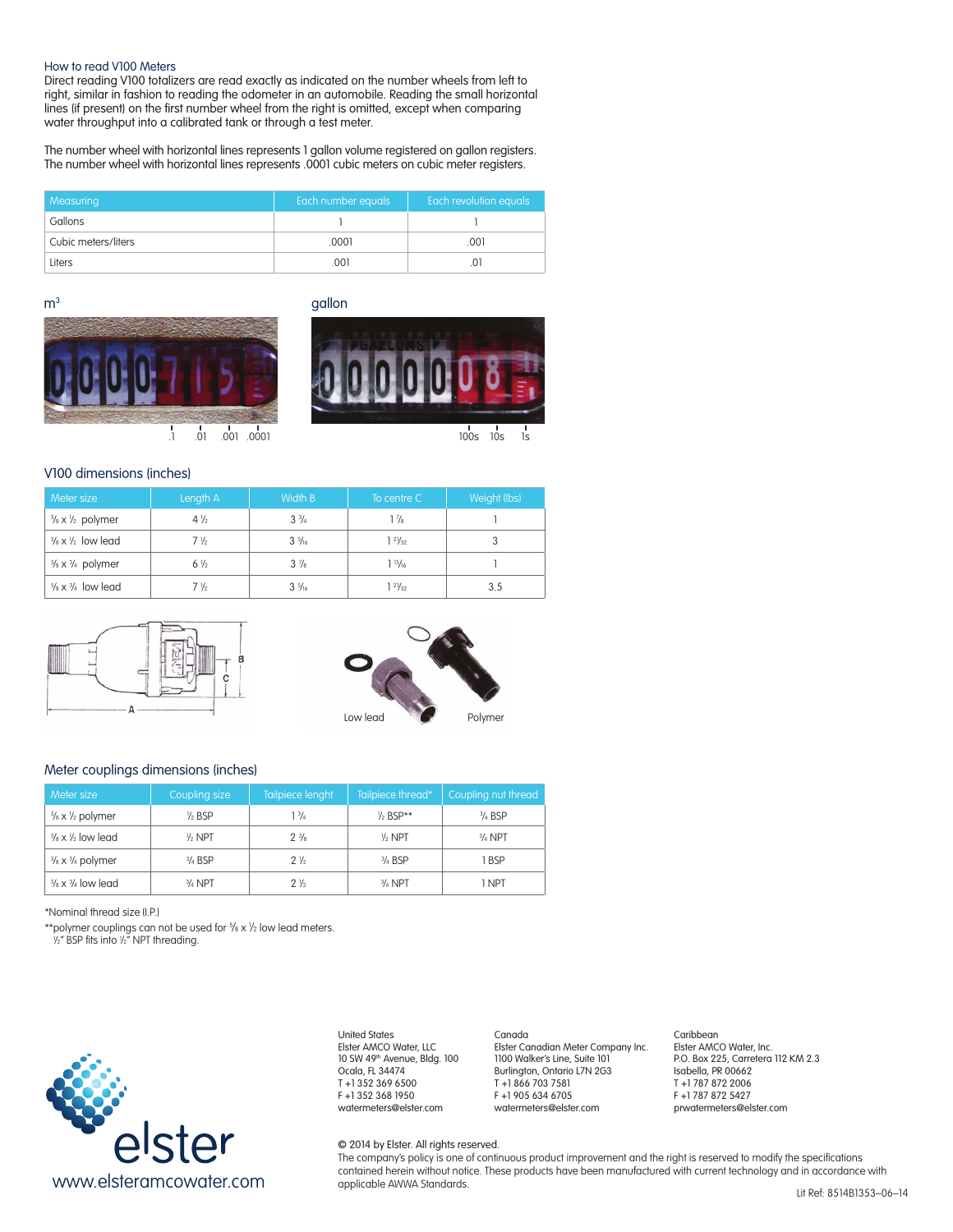### How to read V100 Meters

Direct reading V100 totalizers are read exactly as indicated on the number wheels from left to right, similar in fashion to reading the odometer in an automobile. Reading the small horizontal lines (if present) on the first number wheel from the right is omitted, except when comparing water throughput into a calibrated tank or through a test meter.

The number wheel with horizontal lines represents 1 gallon volume registered on gallon registers.
The number wheel with horizontal lines represents .0001 cubic meters on cubic meter registers.

| Measuring | Each number equals | Each revolution equals |
|---|---|---|
| Gallons | 1 | 1 |
| Cubic meters/liters | .0001 | .001 |
| Liters | .001 | .01 |

m$^3$

.1 .01 .001 .0001

gallon

100s 10s 1s

### V100 dimensions (inches)

| Meter size | Length A | Width B | To centre C | Weight (lbs) |
|---|---|---|---|---|
| 5/8 x 1/2 polymer | 4 1/2 | 3 3/4 | 1 7/8 | 1 |
| 5/8 x 1/2 low lead | 7 1/2 | 3 5/16 | 1 21/32 | 3 |
| 5/8 x 3/4 polymer | 6 1/2 | 3 7/8 | 1 15/16 | 1 |
| 5/8 x 3/4 low lead | 7 1/2 | 3 5/16 | 1 21/32 | 3.5 |

A B C

Low lead Polymer

### Meter couplings dimensions (inches)

| Meter size | Coupling size | Tailpiece lenght | Tailpiece thread* | Coupling nut thread |
|---|---|---|---|---|
| 5/8 x 1/2 polymer | 1/2 BSP | 1 3/4 | 1/2 BSP** | 3/4 BSP |
| 5/8 x 1/2 low lead | 1/2 NPT | 2 3/8 | 1/2 NPT | 3/4 NPT |
| 5/8 x 3/4 polymer | 3/4 BSP | 2 1/2 | 3/4 BSP | 1 BSP |
| 5/8 x 3/4 low lead | 3/4 NPT | 2 1/2 | 3/4 NPT | 1 NPT |

*Nominal thread size (I.P.)

**polymer couplings can not be used for 5/8 x 1/2 low lead meters.
1/2" BSP fits into 1/2" NPT threading.

elster
www.elsteramcowater.com

United States
Elster AMCO Water, LLC
10 SW 49th Avenue, Bldg. 100
Ocala, FL 34474
T +1 352 369 6500
F +1 352 368 1950
watermeters@elster.com

Canada
Elster Canadian Meter Company Inc.
1100 Walker's Line, Suite 101
Burlington, Ontario L7N 2G3
T +1 866 703 7581
F +1 905 634 6705
watermeters@elster.com

Caribbean
Elster AMCO Water, Inc.
P.O. Box 225, Carretera 112 KM 2.3
Isabella, PR 00662
T +1 787 872 2006
F +1 787 872 5427
prwatermeters@elster.com

© 2014 by Elster. All rights reserved.
The company's policy is one of continuous product improvement and the right is reserved to modify the specifications contained herein without notice. These products have been manufactured with current technology and in accordance with applicable AWWA Standards.

Lit Ref: 8514B1353–06–14